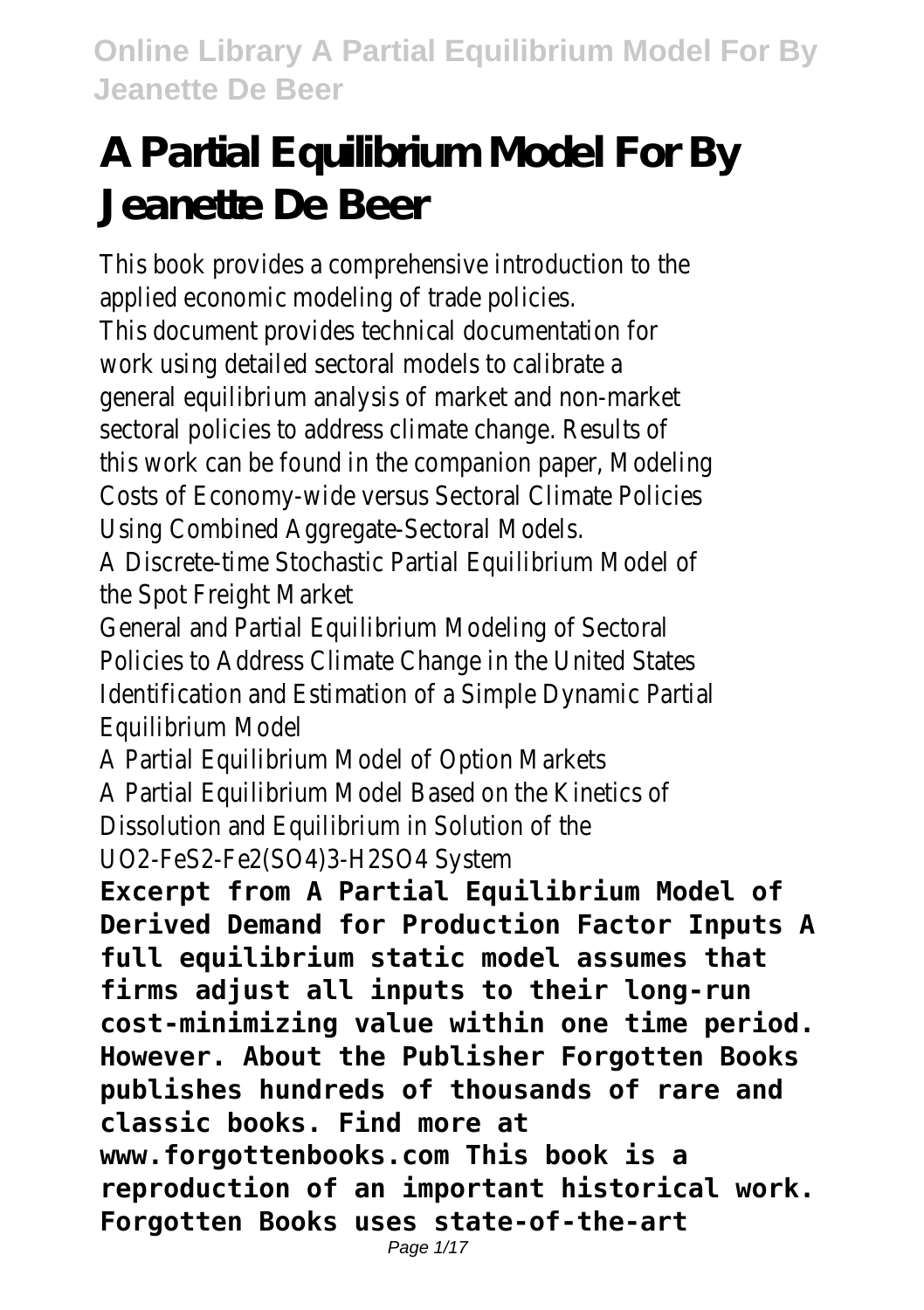# A Partial Equilibrium Model For By Jeanette De Beer

This book provides a comprehensive introduction to the applied economic modeling of trade policies.

This document provides technical documentation for work using detailed sectoral models to calibrate a general equilibrium analysis of market and non-market sectoral policies to address climate change. Results of this work can be found in the companion paper, Modeling Costs of Economy-wide versus Sectoral Climate Policies Using Combined Aggregate-Sectoral Models.

A Discrete-time Stochastic Partial Equilibrium Model of the Spot Freight Market

General and Partial Equilibrium Modeling of Sectoral Policies to Address Climate Change in the United States

Identification and Estimation of a Simple Dynamic Partial Equilibrium Model

A Partial Equilibrium Model of Option Markets

A Partial Equilibrium Model Based on the Kinetics of Dissolution and Equilibrium in Solution of the $UO_2$-$FeS_2$-$Fe_2(SO_4)_3$-$H_2SO_4$ System

**Excerpt from A Partial Equilibrium Model of Derived Demand for Production Factor Inputs A full equilibrium static model assumes that firms adjust all inputs to their long-run cost-minimizing value within one time period. However. About the Publisher Forgotten Books publishes hundreds of thousands of rare and classic books. Find more at www.forgottenbooks.com This book is a reproduction of an important historical work. Forgotten Books uses state-of-the-art**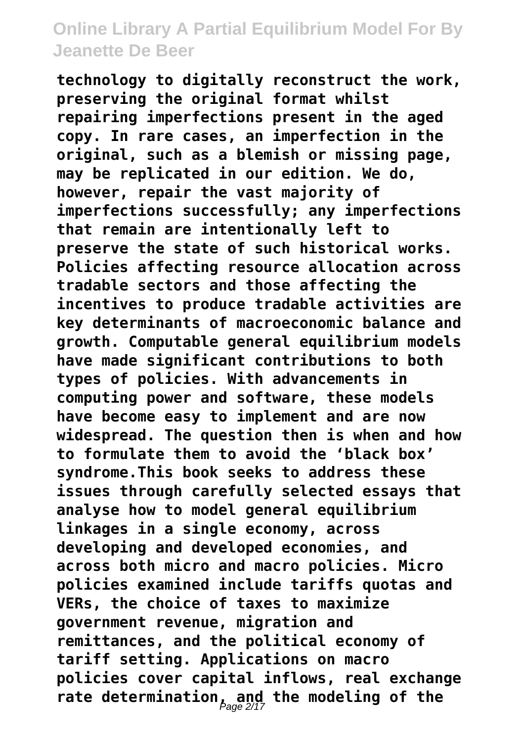technology to digitally reconstruct the work, preserving the original format whilst repairing imperfections present in the aged copy. In rare cases, an imperfection in the original, such as a blemish or missing page, may be replicated in our edition. We do, however, repair the vast majority of imperfections successfully; any imperfections that remain are intentionally left to preserve the state of such historical works. Policies affecting resource allocation across tradable sectors and those affecting the incentives to produce tradable activities are key determinants of macroeconomic balance and growth. Computable general equilibrium models have made significant contributions to both types of policies. With advancements in computing power and software, these models have become easy to implement and are now widespread. The question then is when and how to formulate them to avoid the 'black box' syndrome.This book seeks to address these issues through carefully selected essays that analyse how to model general equilibrium linkages in a single economy, across developing and developed economies, and across both micro and macro policies. Micro policies examined include tariffs quotas and VERs, the choice of taxes to maximize government revenue, migration and remittances, and the political economy of tariff setting. Applications on macro policies cover capital inflows, real exchange rate determination, and the modeling of the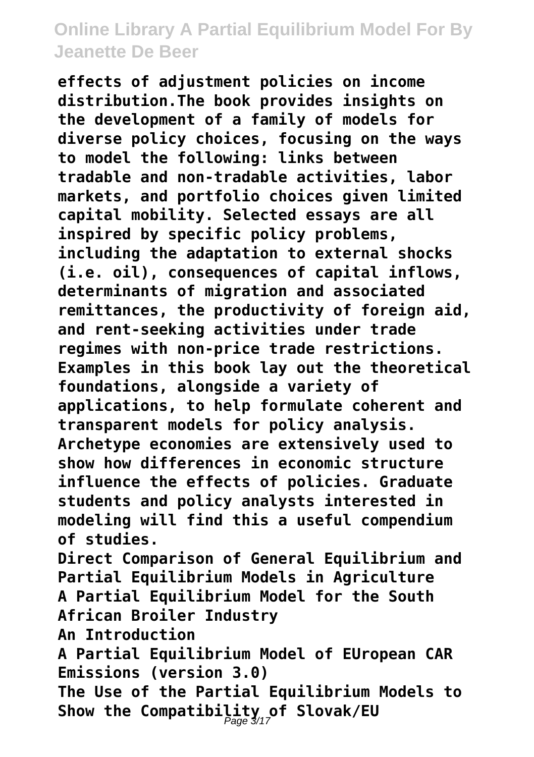**effects of adjustment policies on income distribution.The book provides insights on the development of a family of models for diverse policy choices, focusing on the ways to model the following: links between tradable and non-tradable activities, labor markets, and portfolio choices given limited capital mobility. Selected essays are all inspired by specific policy problems, including the adaptation to external shocks (i.e. oil), consequences of capital inflows, determinants of migration and associated remittances, the productivity of foreign aid, and rent-seeking activities under trade regimes with non-price trade restrictions. Examples in this book lay out the theoretical foundations, alongside a variety of applications, to help formulate coherent and transparent models for policy analysis. Archetype economies are extensively used to show how differences in economic structure influence the effects of policies. Graduate students and policy analysts interested in modeling will find this a useful compendium of studies.**

**Direct Comparison of General Equilibrium and Partial Equilibrium Models in Agriculture**

**A Partial Equilibrium Model for the South African Broiler Industry**

**An Introduction**

**A Partial Equilibrium Model of EUropean CAR Emissions (version 3.0)**

**The Use of the Partial Equilibrium Models to Show the Compatibility of Slovak/EU**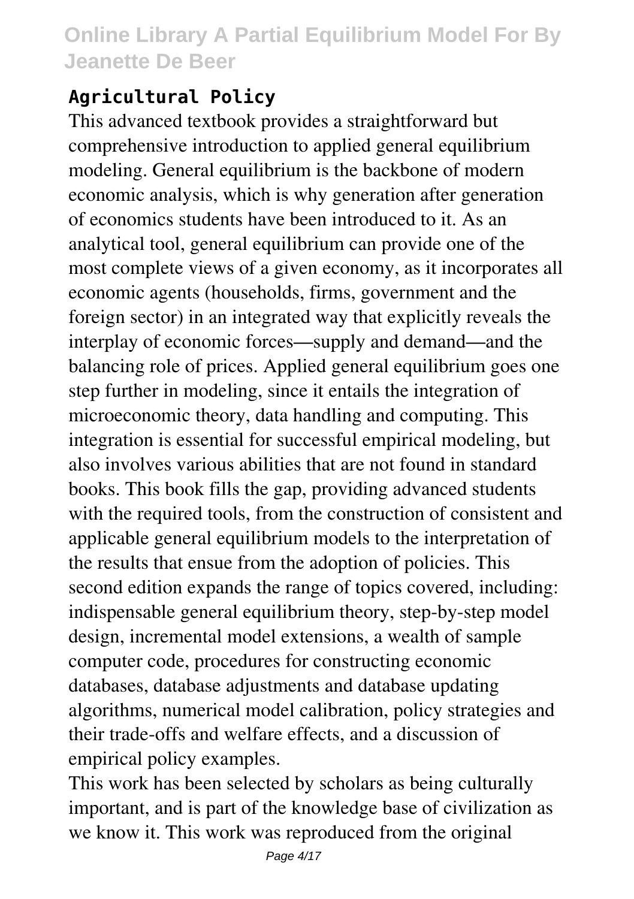## Agricultural Policy

This advanced textbook provides a straightforward but comprehensive introduction to applied general equilibrium modeling. General equilibrium is the backbone of modern economic analysis, which is why generation after generation of economics students have been introduced to it. As an analytical tool, general equilibrium can provide one of the most complete views of a given economy, as it incorporates all economic agents (households, firms, government and the foreign sector) in an integrated way that explicitly reveals the interplay of economic forces—supply and demand—and the balancing role of prices. Applied general equilibrium goes one step further in modeling, since it entails the integration of microeconomic theory, data handling and computing. This integration is essential for successful empirical modeling, but also involves various abilities that are not found in standard books. This book fills the gap, providing advanced students with the required tools, from the construction of consistent and applicable general equilibrium models to the interpretation of the results that ensue from the adoption of policies. This second edition expands the range of topics covered, including: indispensable general equilibrium theory, step-by-step model design, incremental model extensions, a wealth of sample computer code, procedures for constructing economic databases, database adjustments and database updating algorithms, numerical model calibration, policy strategies and their trade-offs and welfare effects, and a discussion of empirical policy examples.

This work has been selected by scholars as being culturally important, and is part of the knowledge base of civilization as we know it. This work was reproduced from the original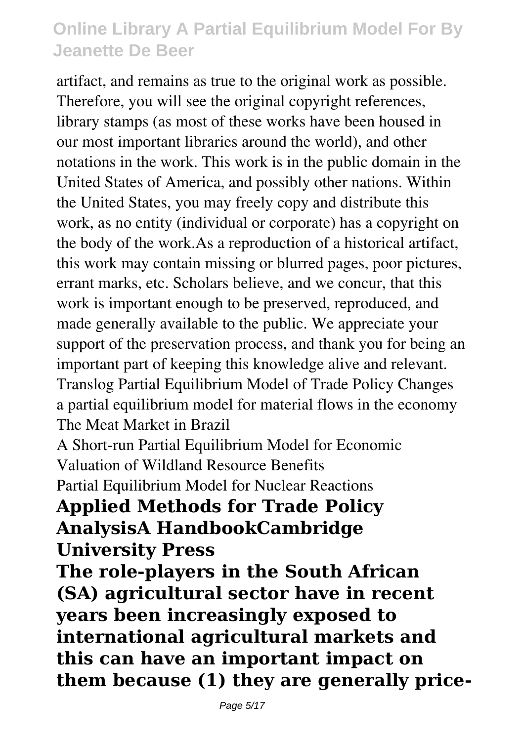artifact, and remains as true to the original work as possible. Therefore, you will see the original copyright references, library stamps (as most of these works have been housed in our most important libraries around the world), and other notations in the work. This work is in the public domain in the United States of America, and possibly other nations. Within the United States, you may freely copy and distribute this work, as no entity (individual or corporate) has a copyright on the body of the work.As a reproduction of a historical artifact, this work may contain missing or blurred pages, poor pictures, errant marks, etc. Scholars believe, and we concur, that this work is important enough to be preserved, reproduced, and made generally available to the public. We appreciate your support of the preservation process, and thank you for being an important part of keeping this knowledge alive and relevant.

Translog Partial Equilibrium Model of Trade Policy Changes

a partial equilibrium model for material flows in the economy

The Meat Market in Brazil

A Short-run Partial Equilibrium Model for Economic Valuation of Wildland Resource Benefits

Partial Equilibrium Model for Nuclear Reactions

**Applied Methods for Trade Policy AnalysisA HandbookCambridge University Press**

**The role-players in the South African (SA) agricultural sector have in recent years been increasingly exposed to international agricultural markets and this can have an important impact on them because (1) they are generally price-**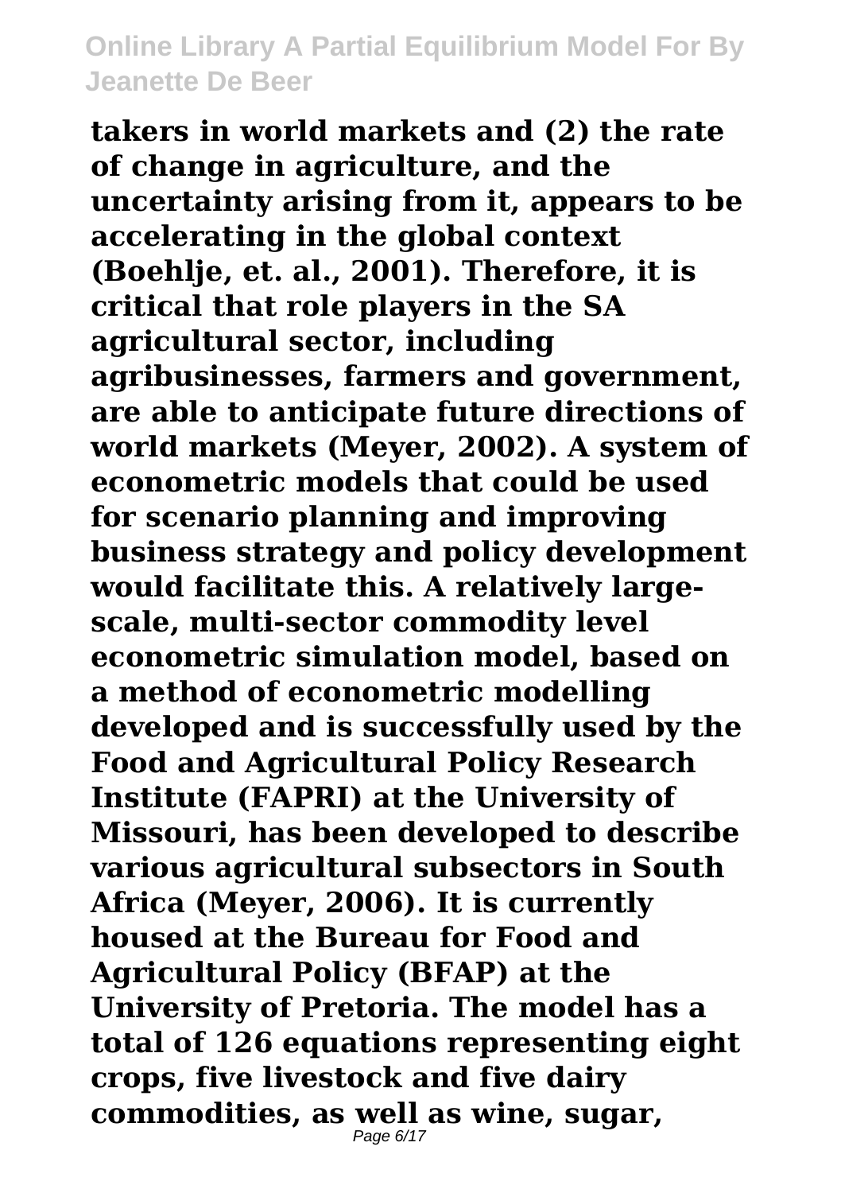**takers in world markets and (2) the rate of change in agriculture, and the uncertainty arising from it, appears to be accelerating in the global context (Boehlje, et. al., 2001). Therefore, it is critical that role players in the SA agricultural sector, including agribusinesses, farmers and government, are able to anticipate future directions of world markets (Meyer, 2002). A system of econometric models that could be used for scenario planning and improving business strategy and policy development would facilitate this. A relatively large-scale, multi-sector commodity level econometric simulation model, based on a method of econometric modelling developed and is successfully used by the Food and Agricultural Policy Research Institute (FAPRI) at the University of Missouri, has been developed to describe various agricultural subsectors in South Africa (Meyer, 2006). It is currently housed at the Bureau for Food and Agricultural Policy (BFAP) at the University of Pretoria. The model has a total of 126 equations representing eight crops, five livestock and five dairy commodities, as well as wine, sugar,**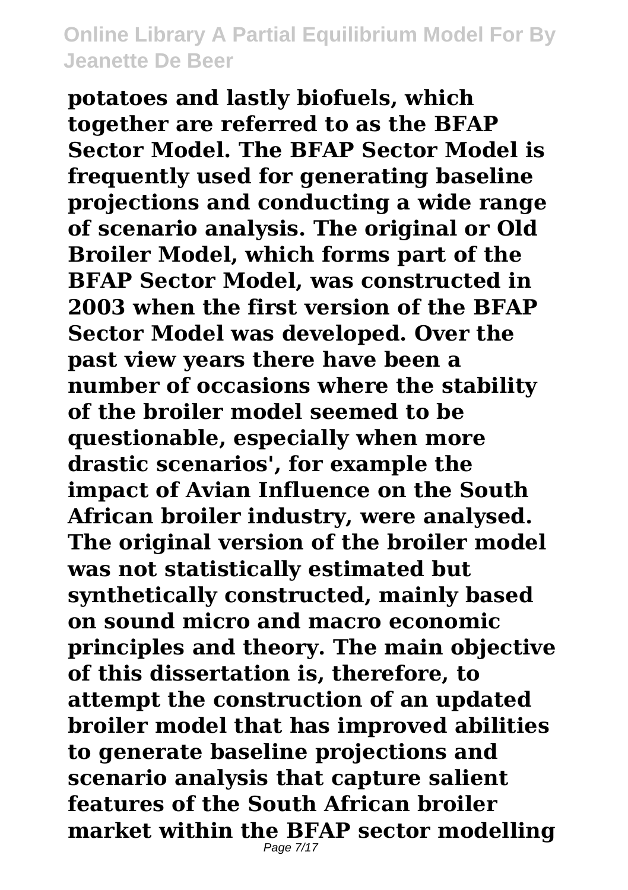**potatoes and lastly biofuels, which together are referred to as the BFAP Sector Model. The BFAP Sector Model is frequently used for generating baseline projections and conducting a wide range of scenario analysis. The original or Old Broiler Model, which forms part of the BFAP Sector Model, was constructed in 2003 when the first version of the BFAP Sector Model was developed. Over the past view years there have been a number of occasions where the stability of the broiler model seemed to be questionable, especially when more drastic scenarios', for example the impact of Avian Influence on the South African broiler industry, were analysed. The original version of the broiler model was not statistically estimated but synthetically constructed, mainly based on sound micro and macro economic principles and theory. The main objective of this dissertation is, therefore, to attempt the construction of an updated broiler model that has improved abilities to generate baseline projections and scenario analysis that capture salient features of the South African broiler market within the BFAP sector modelling**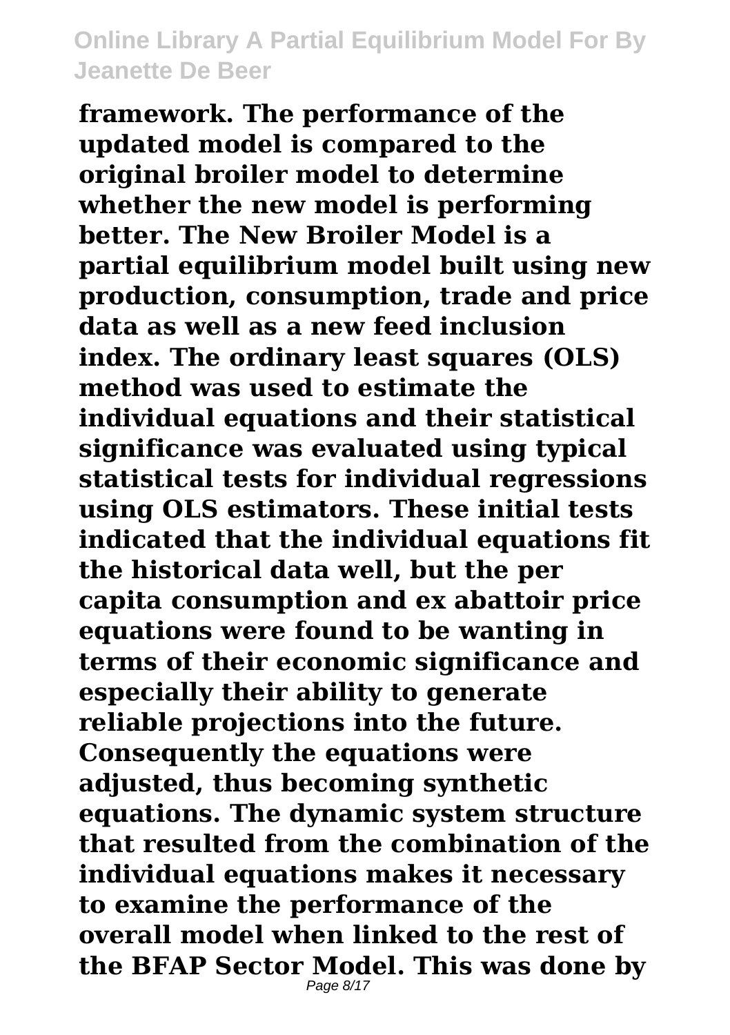**framework. The performance of the updated model is compared to the original broiler model to determine whether the new model is performing better. The New Broiler Model is a partial equilibrium model built using new production, consumption, trade and price data as well as a new feed inclusion index. The ordinary least squares (OLS) method was used to estimate the individual equations and their statistical significance was evaluated using typical statistical tests for individual regressions using OLS estimators. These initial tests indicated that the individual equations fit the historical data well, but the per capita consumption and ex abattoir price equations were found to be wanting in terms of their economic significance and especially their ability to generate reliable projections into the future. Consequently the equations were adjusted, thus becoming synthetic equations. The dynamic system structure that resulted from the combination of the individual equations makes it necessary to examine the performance of the overall model when linked to the rest of the BFAP Sector Model. This was done by**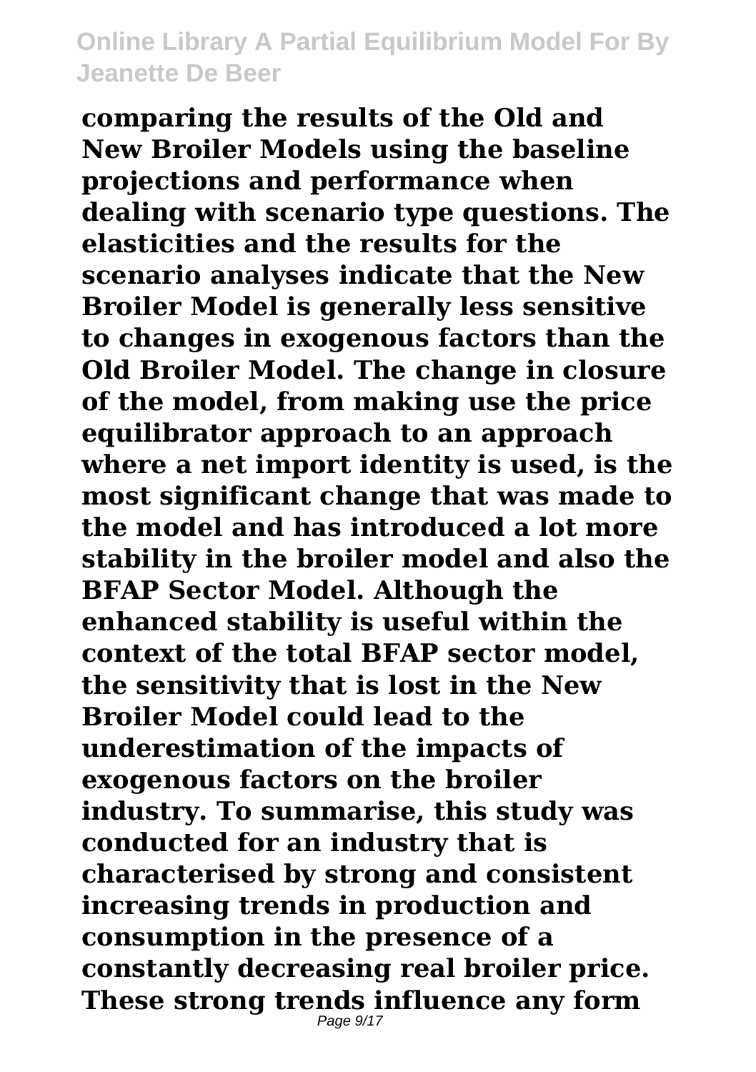**comparing the results of the Old and New Broiler Models using the baseline projections and performance when dealing with scenario type questions. The elasticities and the results for the scenario analyses indicate that the New Broiler Model is generally less sensitive to changes in exogenous factors than the Old Broiler Model. The change in closure of the model, from making use the price equilibrator approach to an approach where a net import identity is used, is the most significant change that was made to the model and has introduced a lot more stability in the broiler model and also the BFAP Sector Model. Although the enhanced stability is useful within the context of the total BFAP sector model, the sensitivity that is lost in the New Broiler Model could lead to the underestimation of the impacts of exogenous factors on the broiler industry. To summarise, this study was conducted for an industry that is characterised by strong and consistent increasing trends in production and consumption in the presence of a constantly decreasing real broiler price. These strong trends influence any form**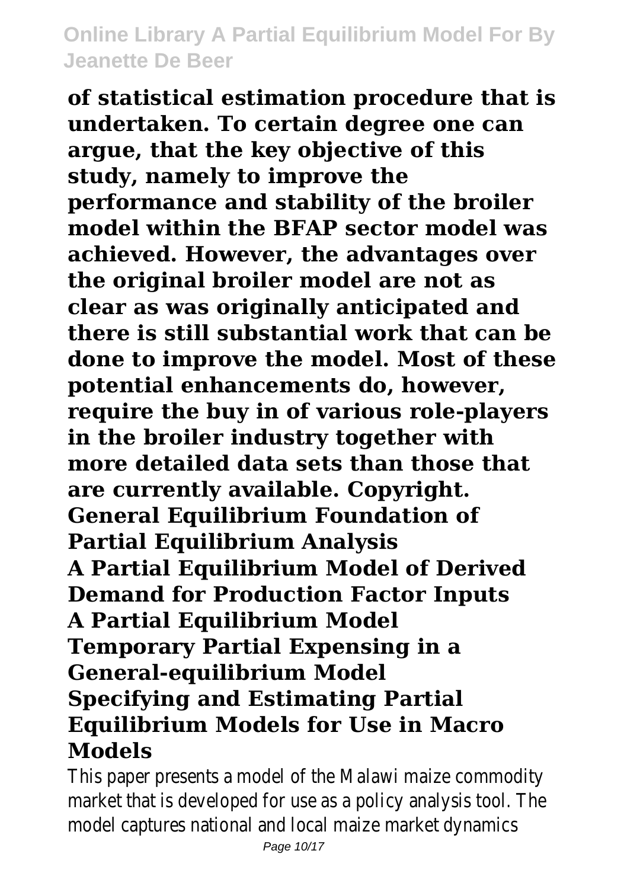**of statistical estimation procedure that is undertaken. To certain degree one can argue, that the key objective of this study, namely to improve the performance and stability of the broiler model within the BFAP sector model was achieved. However, the advantages over the original broiler model are not as clear as was originally anticipated and there is still substantial work that can be done to improve the model. Most of these potential enhancements do, however, require the buy in of various role-players in the broiler industry together with more detailed data sets than those that are currently available. Copyright.**

**General Equilibrium Foundation of Partial Equilibrium Analysis**

**A Partial Equilibrium Model of Derived Demand for Production Factor Inputs**

**A Partial Equilibrium Model**

**Temporary Partial Expensing in a General-equilibrium Model**

**Specifying and Estimating Partial Equilibrium Models for Use in Macro Models**

This paper presents a model of the Malawi maize commodity market that is developed for use as a policy analysis tool. The model captures national and local maize market dynamics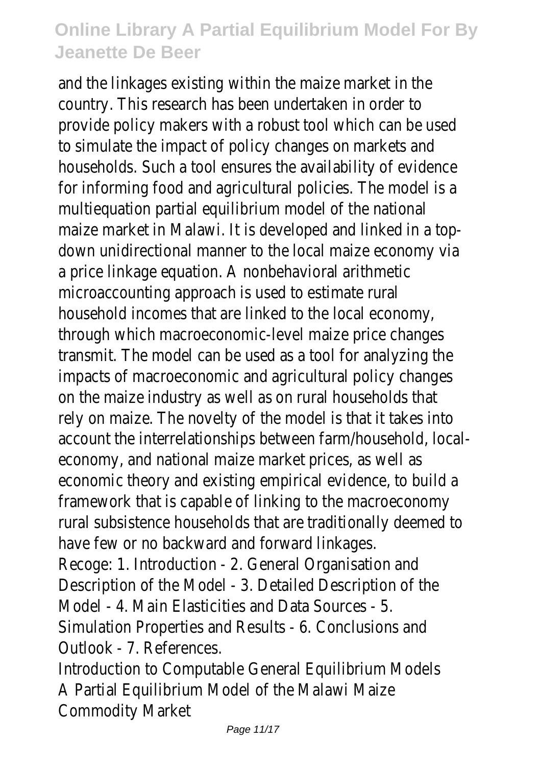and the linkages existing within the maize market in the country. This research has been undertaken in order to provide policy makers with a robust tool which can be used to simulate the impact of policy changes on markets and households. Such a tool ensures the availability of evidence for informing food and agricultural policies. The model is a multiequation partial equilibrium model of the national maize market in Malawi. It is developed and linked in a top-down unidirectional manner to the local maize economy via a price linkage equation. A nonbehavioral arithmetic microaccounting approach is used to estimate rural household incomes that are linked to the local economy, through which macroeconomic-level maize price changes transmit. The model can be used as a tool for analyzing the impacts of macroeconomic and agricultural policy changes on the maize industry as well as on rural households that rely on maize. The novelty of the model is that it takes into account the interrelationships between farm/household, local-economy, and national maize market prices, as well as economic theory and existing empirical evidence, to build a framework that is capable of linking to the macroeconomy rural subsistence households that are traditionally deemed to have few or no backward and forward linkages.

Recoge: 1. Introduction - 2. General Organisation and Description of the Model - 3. Detailed Description of the Model - 4. Main Elasticities and Data Sources - 5. Simulation Properties and Results - 6. Conclusions and Outlook - 7. References.

Introduction to Computable General Equilibrium Models

A Partial Equilibrium Model of the Malawi Maize Commodity Market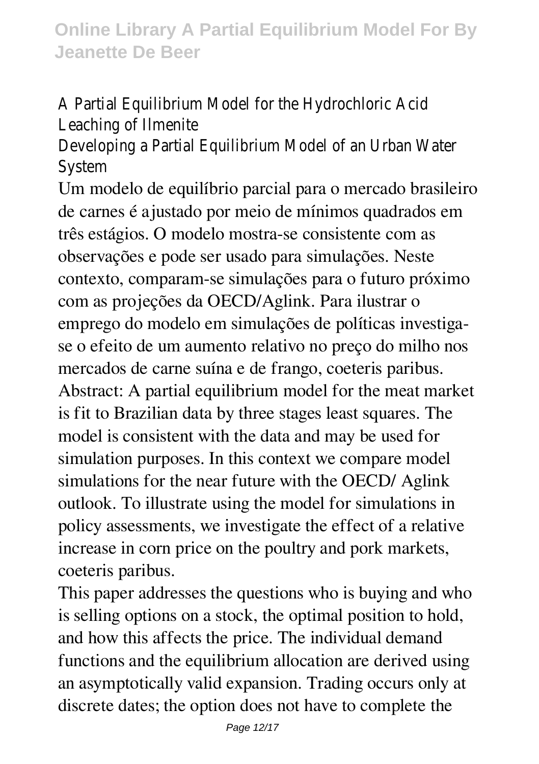A Partial Equilibrium Model for the Hydrochloric Acid Leaching of Ilmenite

Developing a Partial Equilibrium Model of an Urban Water System

Um modelo de equilíbrio parcial para o mercado brasileiro de carnes é ajustado por meio de mínimos quadrados em três estágios. O modelo mostra-se consistente com as observações e pode ser usado para simulações. Neste contexto, comparam-se simulações para o futuro próximo com as projeções da OECD/Aglink. Para ilustrar o emprego do modelo em simulações de políticas investiga-se o efeito de um aumento relativo no preço do milho nos mercados de carne suína e de frango, coeteris paribus. Abstract: A partial equilibrium model for the meat market is fit to Brazilian data by three stages least squares. The model is consistent with the data and may be used for simulation purposes. In this context we compare model simulations for the near future with the OECD/ Aglink outlook. To illustrate using the model for simulations in policy assessments, we investigate the effect of a relative increase in corn price on the poultry and pork markets, coeteris paribus.

This paper addresses the questions who is buying and who is selling options on a stock, the optimal position to hold, and how this affects the price. The individual demand functions and the equilibrium allocation are derived using an asymptotically valid expansion. Trading occurs only at discrete dates; the option does not have to complete the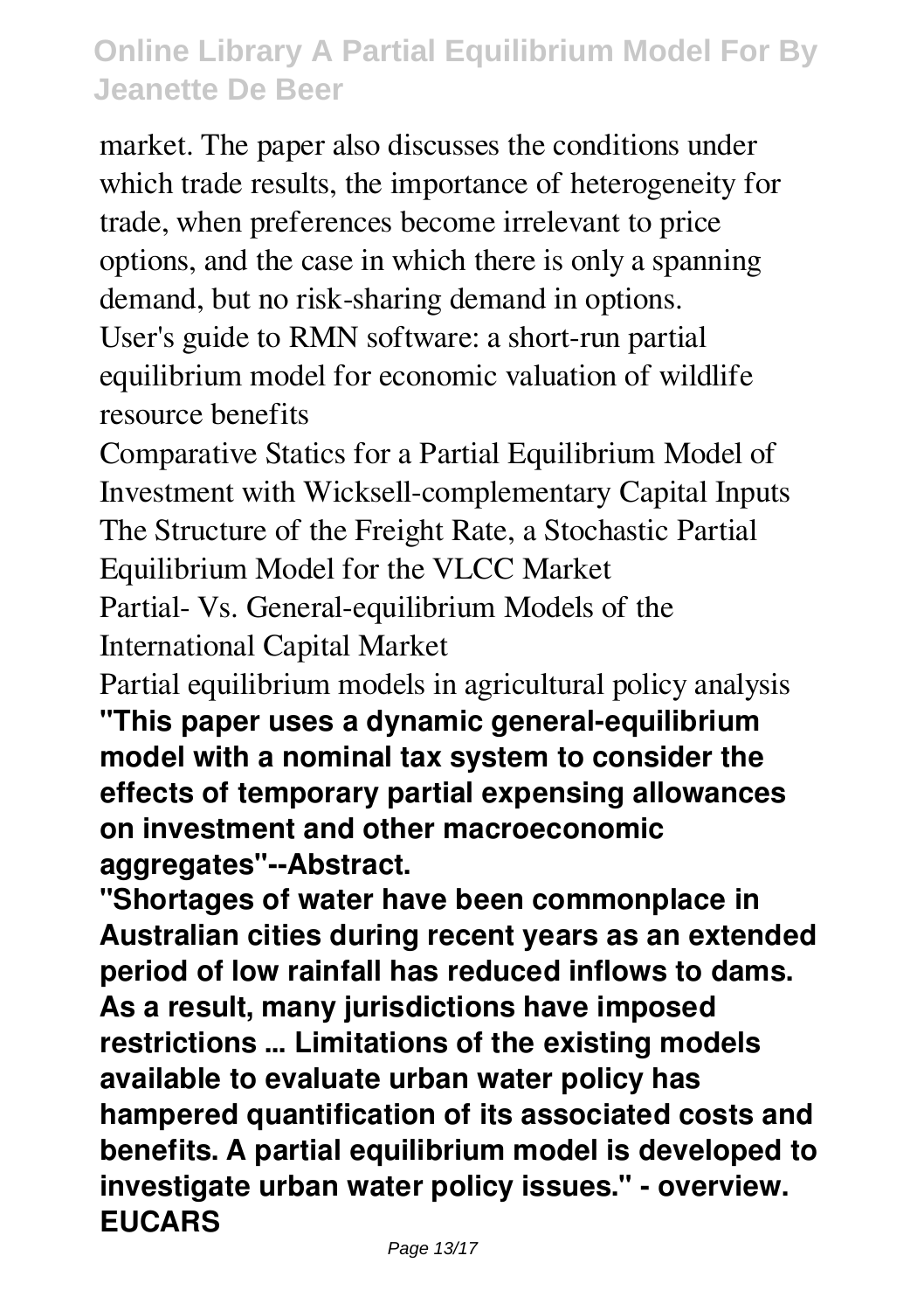market. The paper also discusses the conditions under which trade results, the importance of heterogeneity for trade, when preferences become irrelevant to price options, and the case in which there is only a spanning demand, but no risk-sharing demand in options.

User's guide to RMN software: a short-run partial equilibrium model for economic valuation of wildlife resource benefits

Comparative Statics for a Partial Equilibrium Model of Investment with Wicksell-complementary Capital Inputs

The Structure of the Freight Rate, a Stochastic Partial Equilibrium Model for the VLCC Market

Partial- Vs. General-equilibrium Models of the International Capital Market

Partial equilibrium models in agricultural policy analysis

**"This paper uses a dynamic general-equilibrium model with a nominal tax system to consider the effects of temporary partial expensing allowances on investment and other macroeconomic aggregates"--Abstract.**

**"Shortages of water have been commonplace in Australian cities during recent years as an extended period of low rainfall has reduced inflows to dams. As a result, many jurisdictions have imposed restrictions ... Limitations of the existing models available to evaluate urban water policy has hampered quantification of its associated costs and benefits. A partial equilibrium model is developed to investigate urban water policy issues." - overview.**

**EUCARS**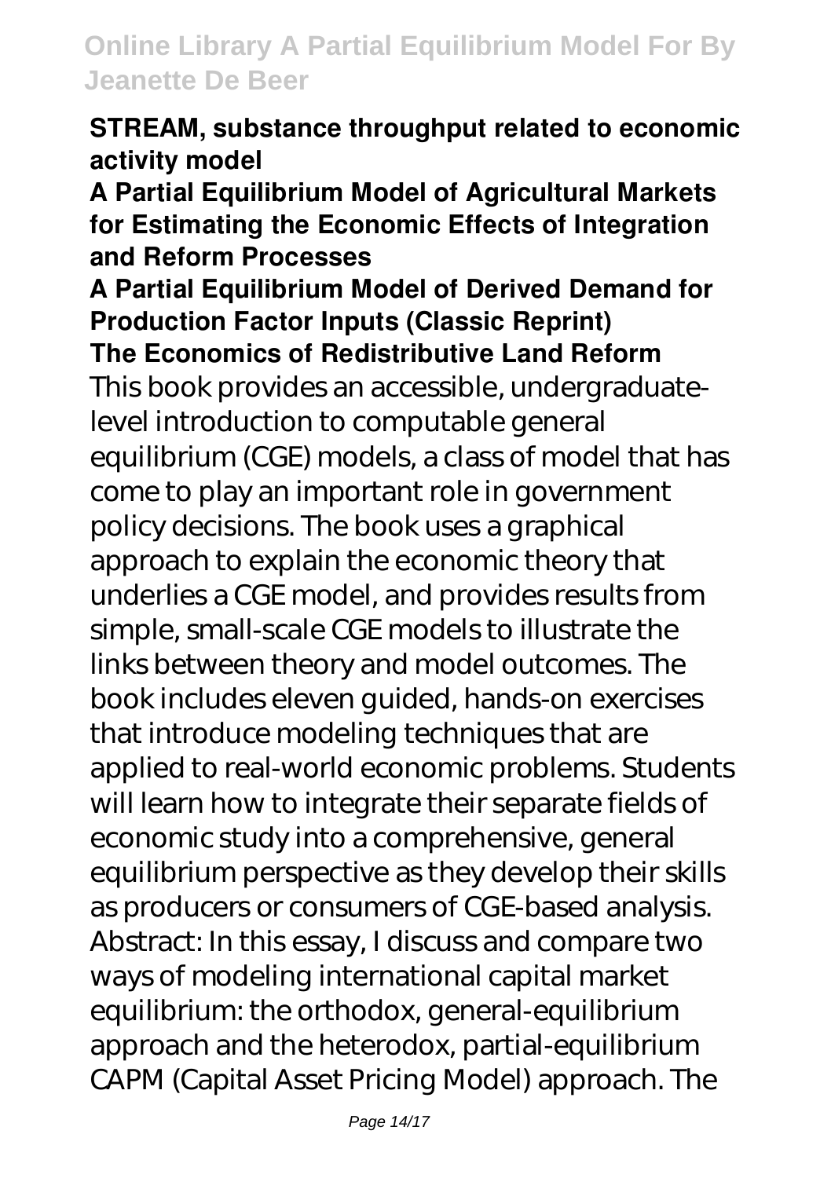**STREAM, substance throughput related to economic activity model**

**A Partial Equilibrium Model of Agricultural Markets for Estimating the Economic Effects of Integration and Reform Processes**

**A Partial Equilibrium Model of Derived Demand for Production Factor Inputs (Classic Reprint)**

**The Economics of Redistributive Land Reform**

This book provides an accessible, undergraduate-level introduction to computable general equilibrium (CGE) models, a class of model that has come to play an important role in government policy decisions. The book uses a graphical approach to explain the economic theory that underlies a CGE model, and provides results from simple, small-scale CGE models to illustrate the links between theory and model outcomes. The book includes eleven guided, hands-on exercises that introduce modeling techniques that are applied to real-world economic problems. Students will learn how to integrate their separate fields of economic study into a comprehensive, general equilibrium perspective as they develop their skills as producers or consumers of CGE-based analysis.

Abstract: In this essay, I discuss and compare two ways of modeling international capital market equilibrium: the orthodox, general-equilibrium approach and the heterodox, partial-equilibrium CAPM (Capital Asset Pricing Model) approach. The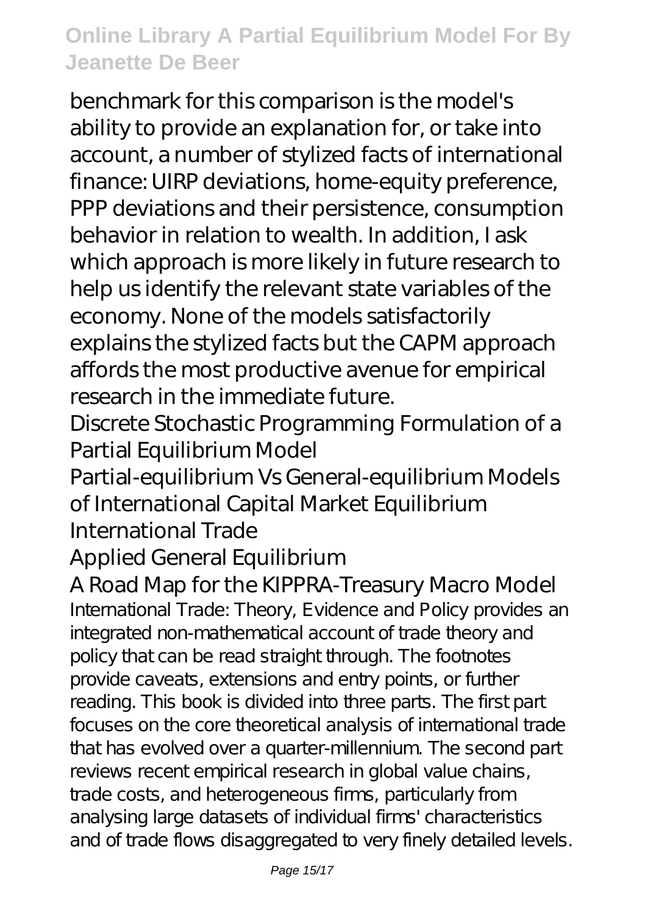benchmark for this comparison is the model's ability to provide an explanation for, or take into account, a number of stylized facts of international finance: UIRP deviations, home-equity preference, PPP deviations and their persistence, consumption behavior in relation to wealth. In addition, I ask which approach is more likely in future research to help us identify the relevant state variables of the economy. None of the models satisfactorily explains the stylized facts but the CAPM approach affords the most productive avenue for empirical research in the immediate future.

Discrete Stochastic Programming Formulation of a Partial Equilibrium Model

Partial-equilibrium Vs General-equilibrium Models of International Capital Market Equilibrium

International Trade

Applied General Equilibrium

A Road Map for the KIPPRA-Treasury Macro Model

International Trade: Theory, Evidence and Policy provides an integrated non-mathematical account of trade theory and policy that can be read straight through. The footnotes provide caveats, extensions and entry points, or further reading. This book is divided into three parts. The first part focuses on the core theoretical analysis of international trade that has evolved over a quarter-millennium. The second part reviews recent empirical research in global value chains, trade costs, and heterogeneous firms, particularly from analysing large datasets of individual firms' characteristics and of trade flows disaggregated to very finely detailed levels.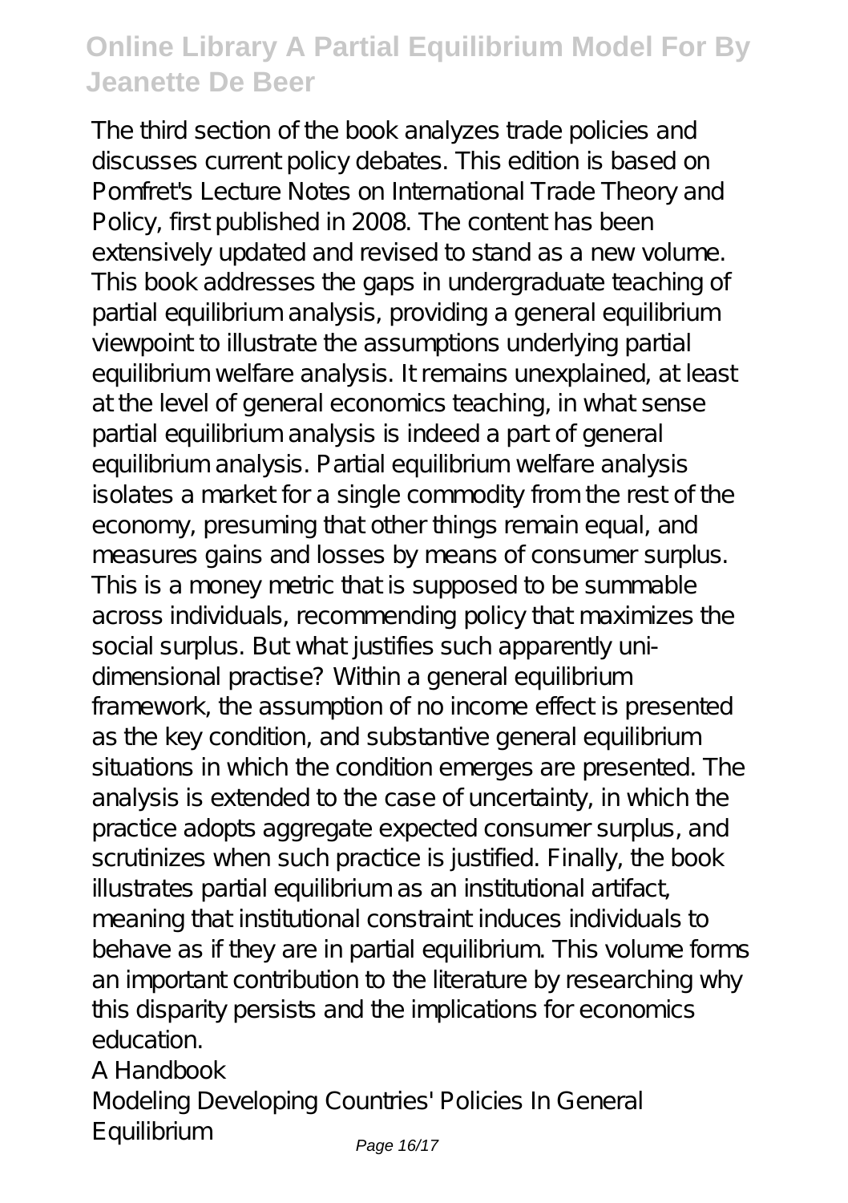The third section of the book analyzes trade policies and discusses current policy debates. This edition is based on Pomfret's Lecture Notes on International Trade Theory and Policy, first published in 2008. The content has been extensively updated and revised to stand as a new volume. This book addresses the gaps in undergraduate teaching of partial equilibrium analysis, providing a general equilibrium viewpoint to illustrate the assumptions underlying partial equilibrium welfare analysis. It remains unexplained, at least at the level of general economics teaching, in what sense partial equilibrium analysis is indeed a part of general equilibrium analysis. Partial equilibrium welfare analysis isolates a market for a single commodity from the rest of the economy, presuming that other things remain equal, and measures gains and losses by means of consumer surplus. This is a money metric that is supposed to be summable across individuals, recommending policy that maximizes the social surplus. But what justifies such apparently uni-dimensional practise? Within a general equilibrium framework, the assumption of no income effect is presented as the key condition, and substantive general equilibrium situations in which the condition emerges are presented. The analysis is extended to the case of uncertainty, in which the practice adopts aggregate expected consumer surplus, and scrutinizes when such practice is justified. Finally, the book illustrates partial equilibrium as an institutional artifact, meaning that institutional constraint induces individuals to behave as if they are in partial equilibrium. This volume forms an important contribution to the literature by researching why this disparity persists and the implications for economics education.

A Handbook

Modeling Developing Countries' Policies In General Equilibrium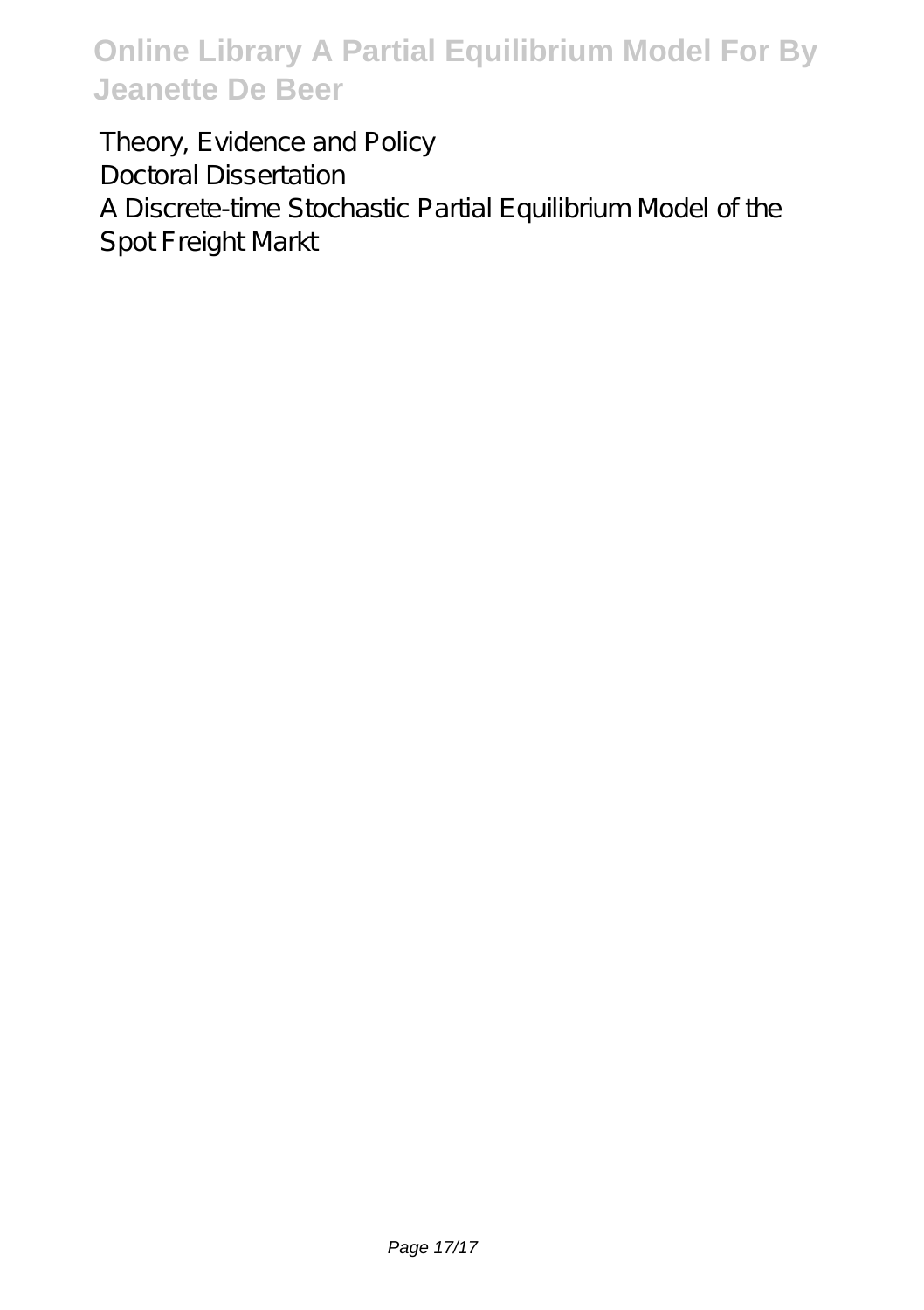Theory, Evidence and Policy
Doctoral Dissertation
A Discrete-time Stochastic Partial Equilibrium Model of the Spot Freight Markt